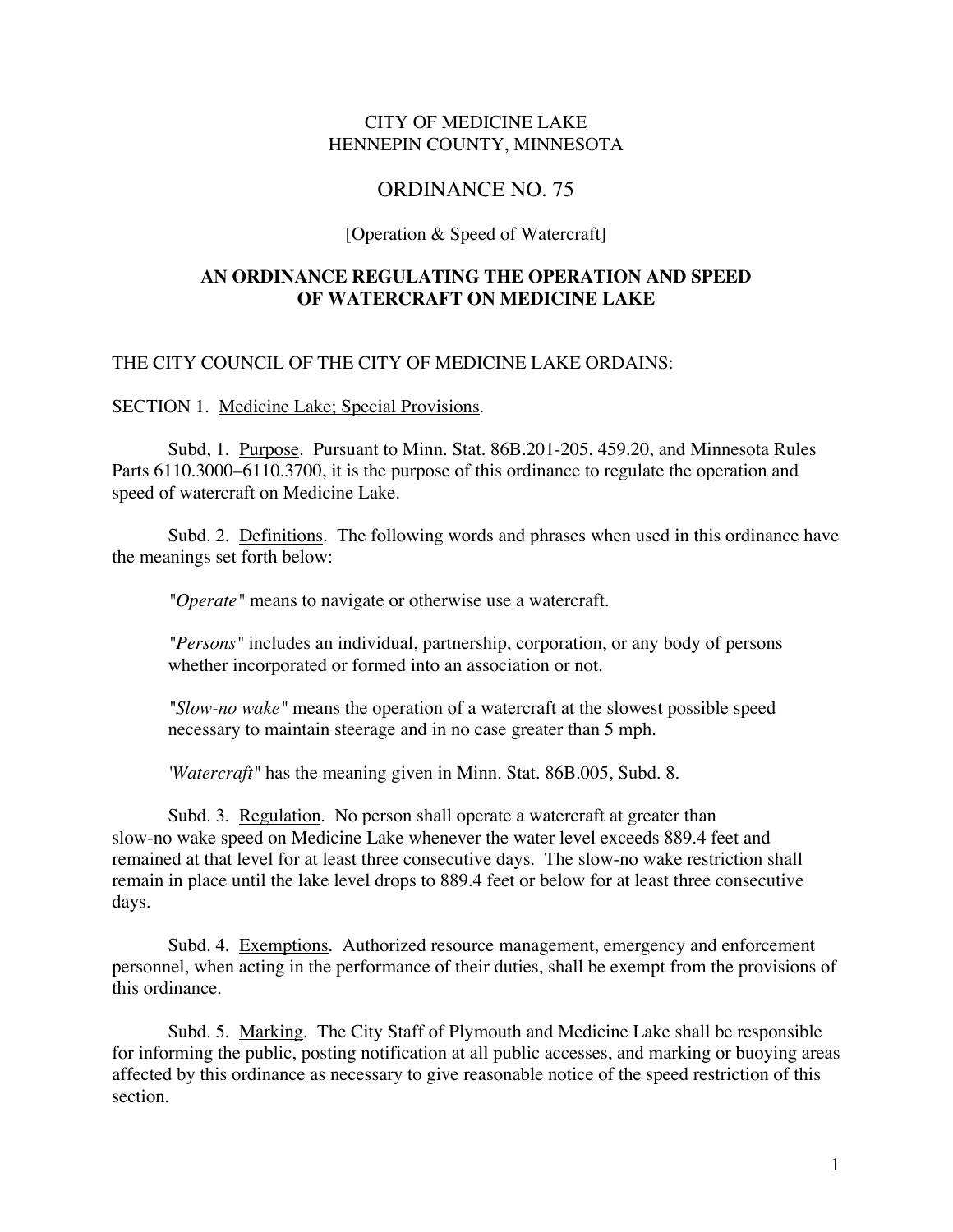CITY OF MEDICINE LAKE
HENNEPIN COUNTY, MINNESOTA

# ORDINANCE NO. 75

[Operation & Speed of Watercraft]

**AN ORDINANCE REGULATING THE OPERATION AND SPEED OF WATERCRAFT ON MEDICINE LAKE**

THE CITY COUNCIL OF THE CITY OF MEDICINE LAKE ORDAINS:

SECTION 1. Medicine Lake; Special Provisions.

Subd, 1. Purpose. Pursuant to Minn. Stat. 86B.201-205, 459.20, and Minnesota Rules Parts 6110.3000–6110.3700, it is the purpose of this ordinance to regulate the operation and speed of watercraft on Medicine Lake.

Subd. 2. Definitions. The following words and phrases when used in this ordinance have the meanings set forth below:

*"Operate"* means to navigate or otherwise use a watercraft.

*"Persons"* includes an individual, partnership, corporation, or any body of persons whether incorporated or formed into an association or not.

*"Slow-no wake"* means the operation of a watercraft at the slowest possible speed necessary to maintain steerage and in no case greater than 5 mph.

*'Watercraft"* has the meaning given in Minn. Stat. 86B.005, Subd. 8.

Subd. 3. Regulation. No person shall operate a watercraft at greater than slow-no wake speed on Medicine Lake whenever the water level exceeds 889.4 feet and remained at that level for at least three consecutive days. The slow-no wake restriction shall remain in place until the lake level drops to 889.4 feet or below for at least three consecutive days.

Subd. 4. Exemptions. Authorized resource management, emergency and enforcement personnel, when acting in the performance of their duties, shall be exempt from the provisions of this ordinance.

Subd. 5. Marking. The City Staff of Plymouth and Medicine Lake shall be responsible for informing the public, posting notification at all public accesses, and marking or buoying areas affected by this ordinance as necessary to give reasonable notice of the speed restriction of this section.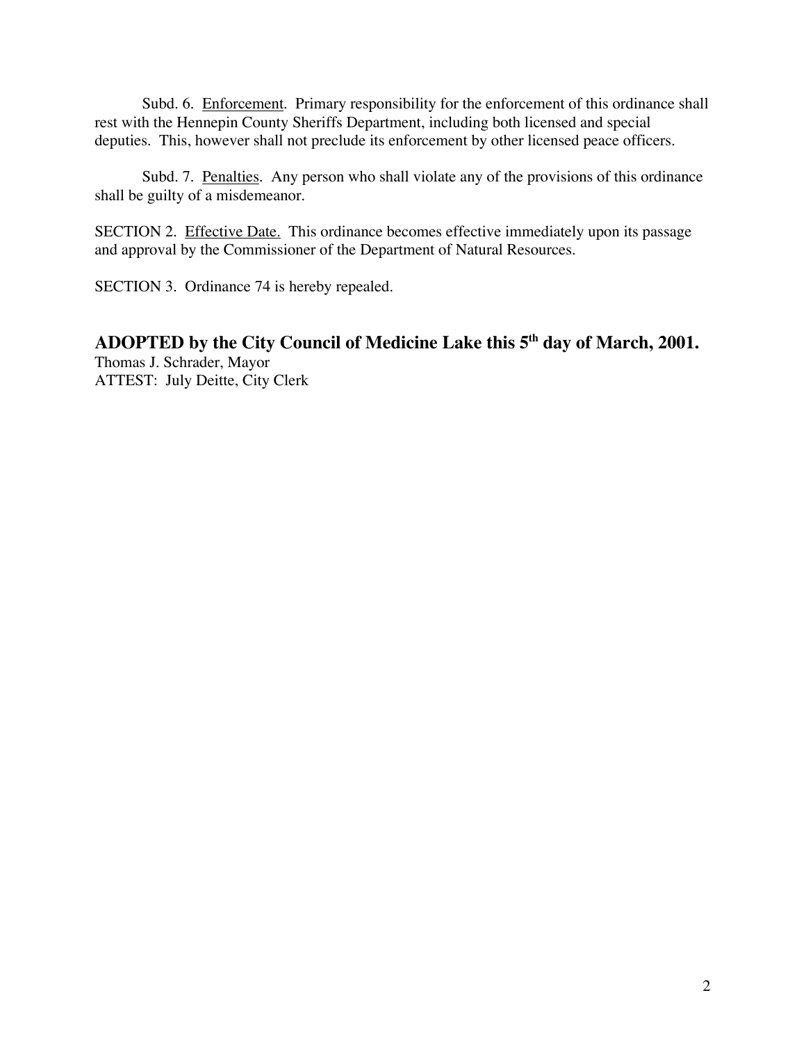Subd. 6. <u>Enforcement</u>. Primary responsibility for the enforcement of this ordinance shall rest with the Hennepin County Sheriffs Department, including both licensed and special deputies. This, however shall not preclude its enforcement by other licensed peace officers.

Subd. 7. <u>Penalties</u>. Any person who shall violate any of the provisions of this ordinance shall be guilty of a misdemeanor.

SECTION 2. <u>Effective Date.</u> This ordinance becomes effective immediately upon its passage and approval by the Commissioner of the Department of Natural Resources.

SECTION 3. Ordinance 74 is hereby repealed.

**ADOPTED by the City Council of Medicine Lake this 5th day of March, 2001.**

Thomas J. Schrader, Mayor
ATTEST: July Deitte, City Clerk